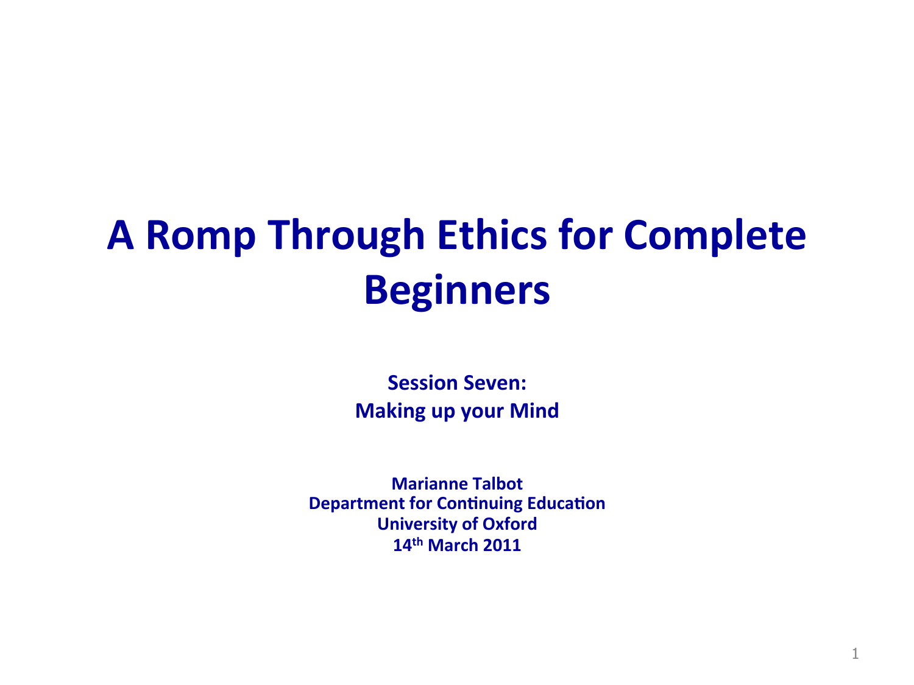# A Romp Through Ethics for Complete Beginners

**Session Seven:**
**Making up your Mind**

**Marianne Talbot**
**Department for Continuing Education**
**University of Oxford**
**14th March 2011**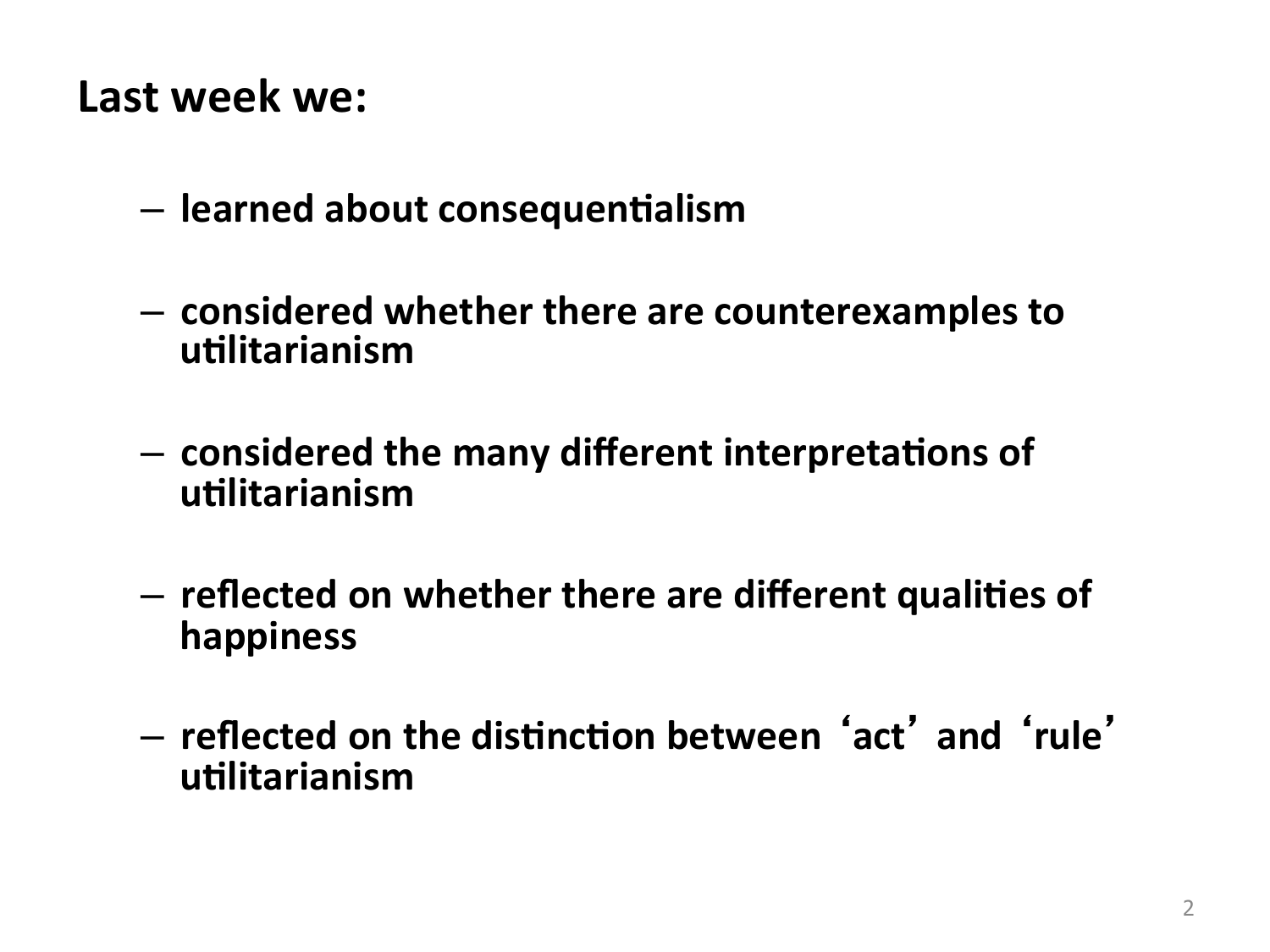**Last week we:**

- **learned about consequentialism**
- **considered whether there are counterexamples to utilitarianism**
- **considered the many different interpretations of utilitarianism**
- **reflected on whether there are different qualities of happiness**
- **reflected on the distinction between 'act' and 'rule' utilitarianism**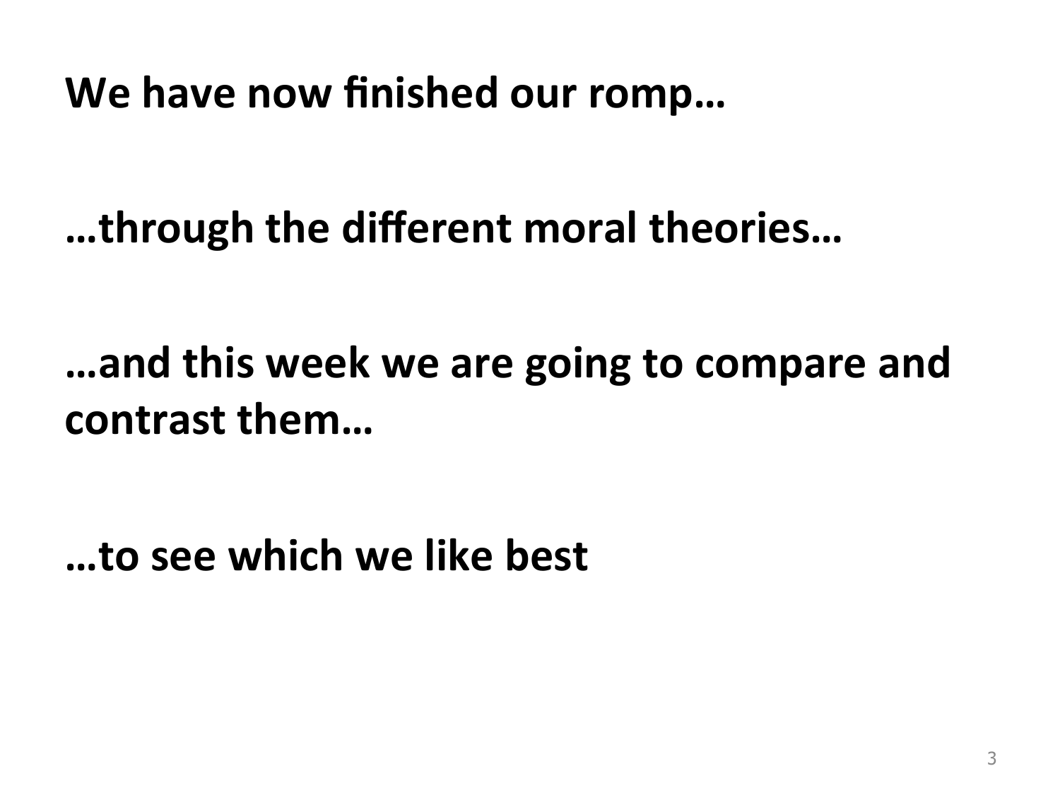**We have now finished our romp…**

**…through the different moral theories…**

**…and this week we are going to compare and contrast them…**

**…to see which we like best**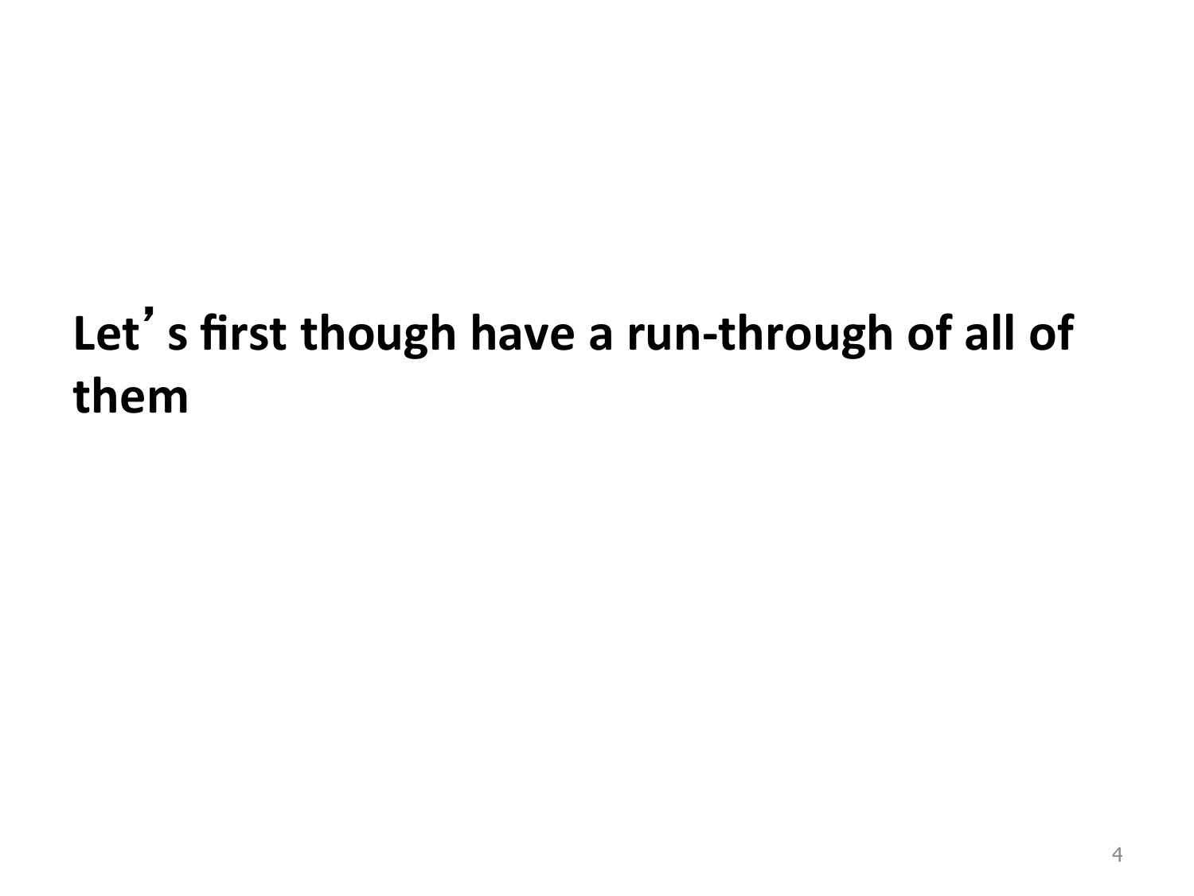**Let’s first though have a run-through of all of them**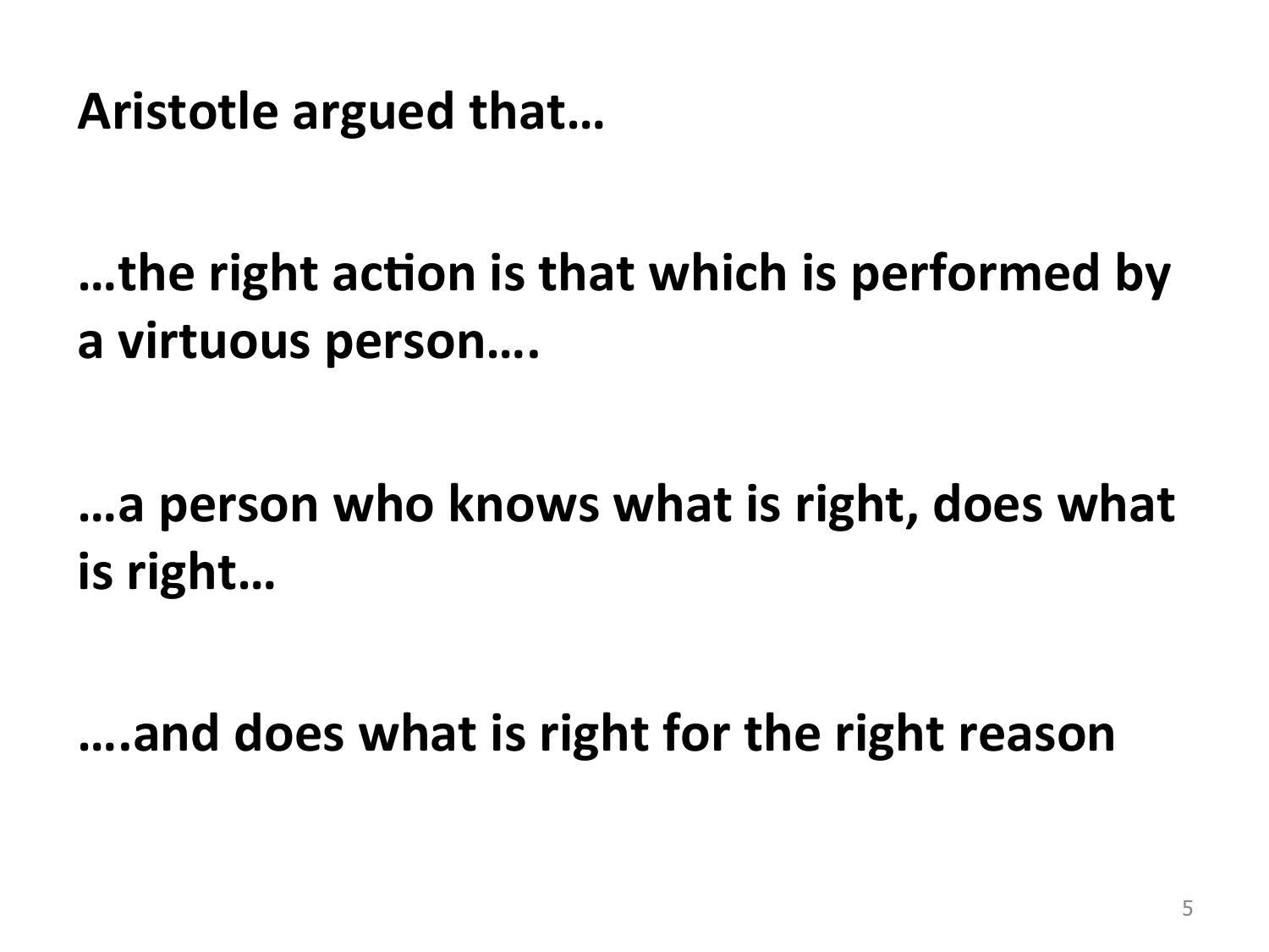**Aristotle argued that…**

**…the right action is that which is performed by a virtuous person….**

**…a person who knows what is right, does what is right…**

**….and does what is right for the right reason**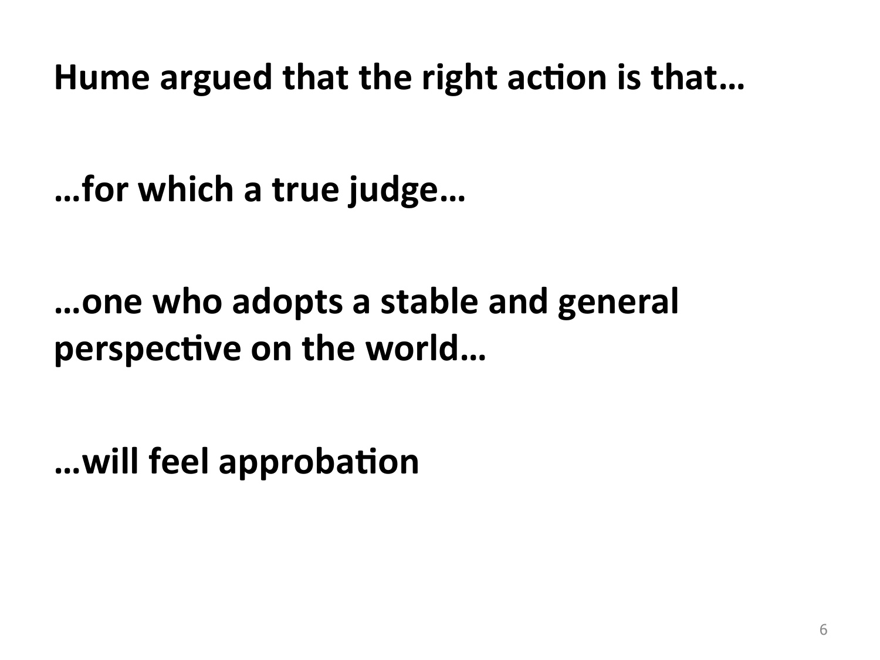**Hume argued that the right action is that…**

**…for which a true judge…**

**…one who adopts a stable and general perspective on the world…**

**…will feel approbation**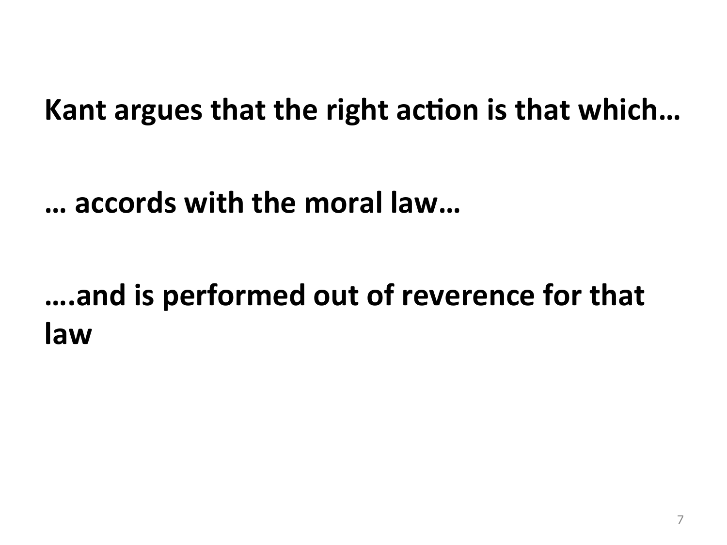**Kant argues that the right action is that which…**

**… accords with the moral law…**

**….and is performed out of reverence for that law**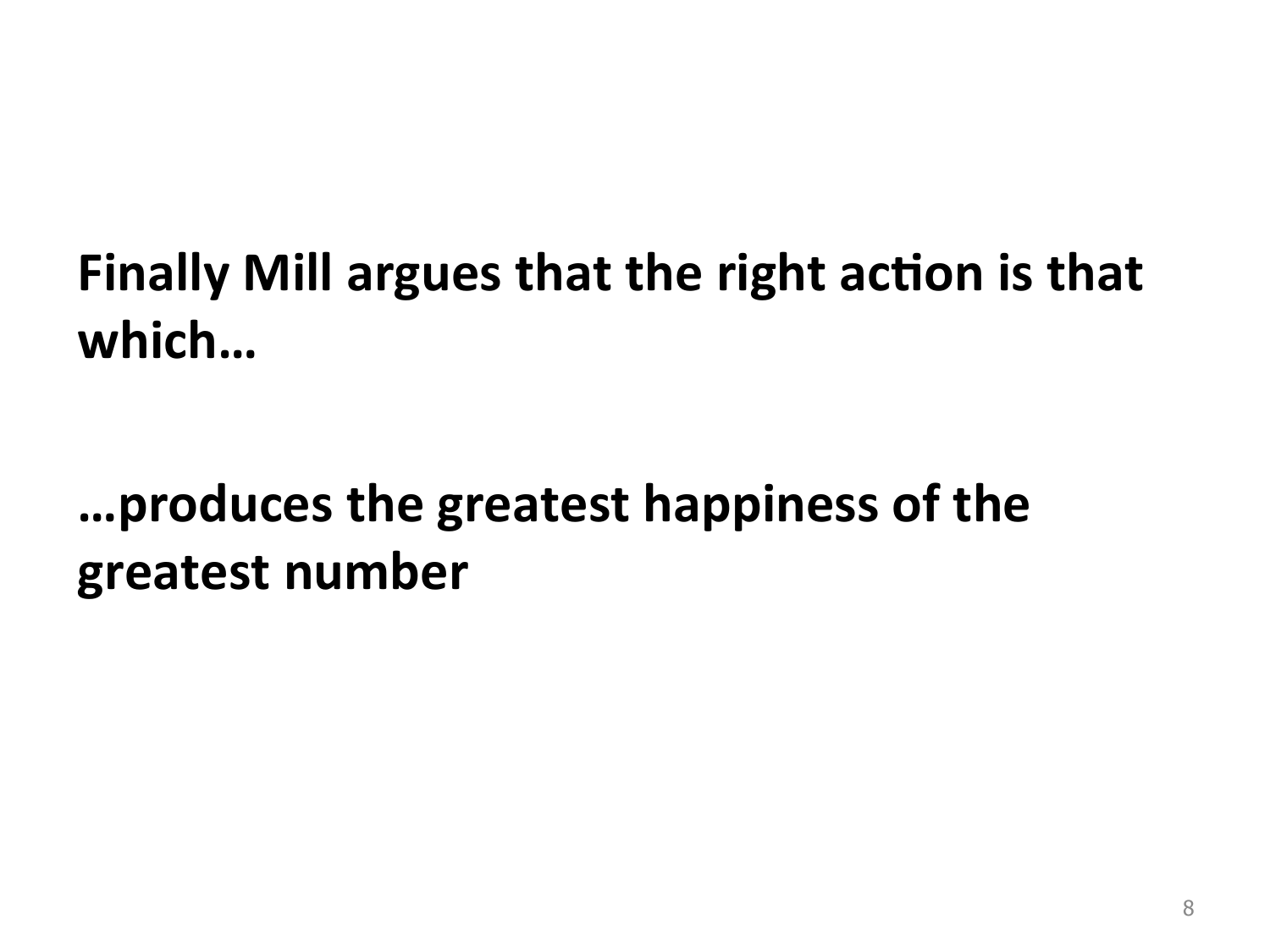**Finally Mill argues that the right action is that which…**

**…produces the greatest happiness of the greatest number**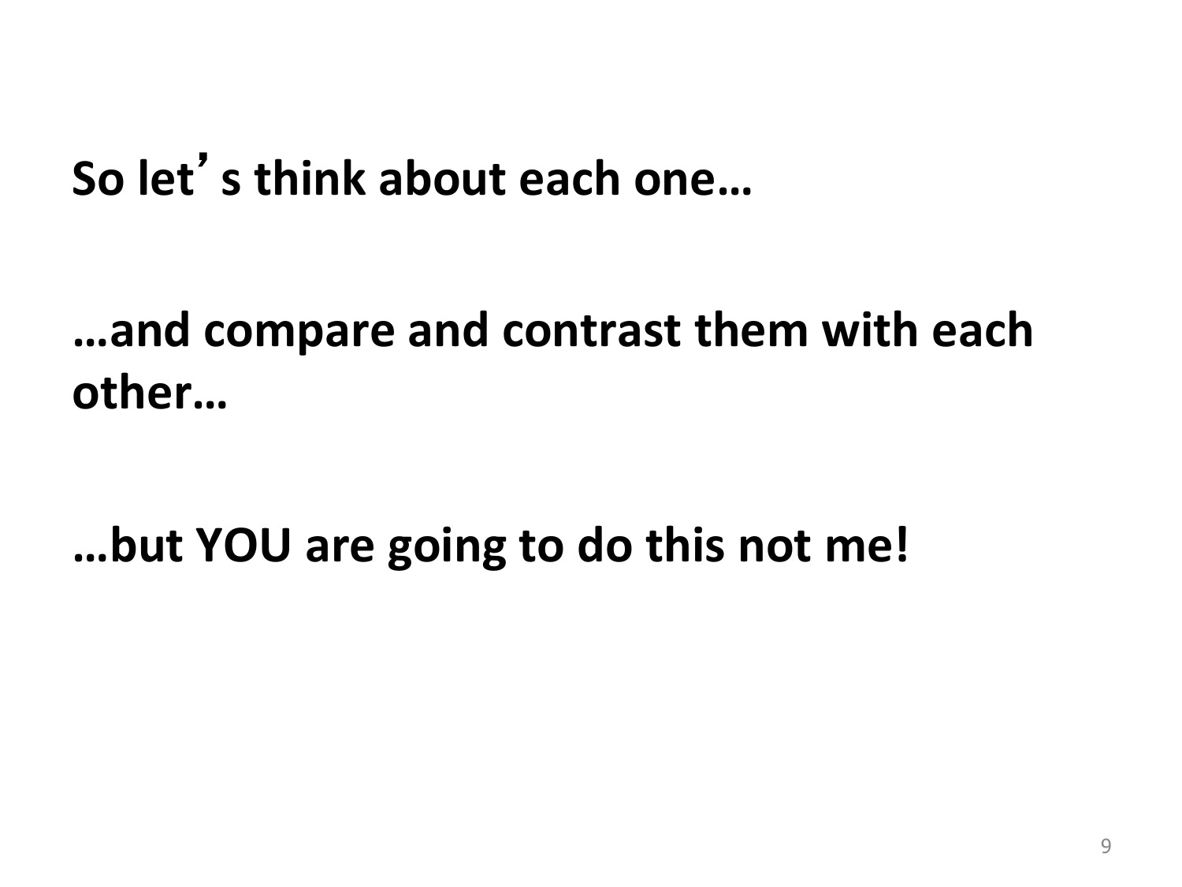**So let’s think about each one…**

**…and compare and contrast them with each other…**

**…but YOU are going to do this not me!**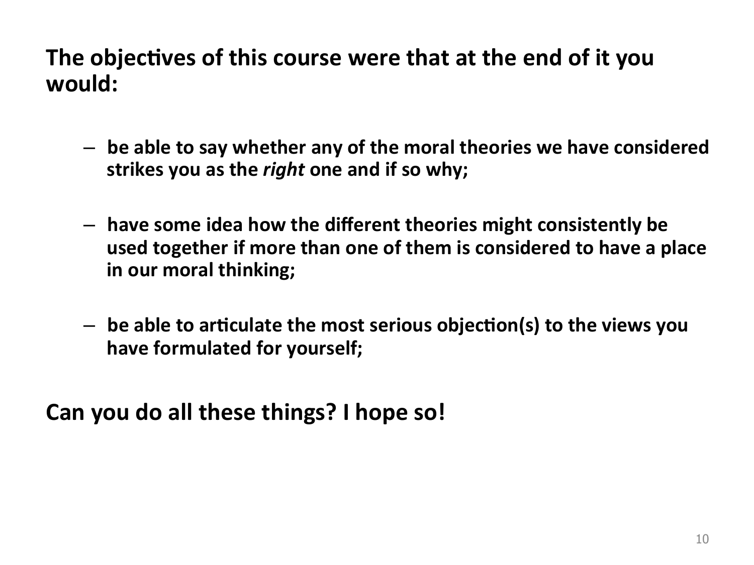**The objectives of this course were that at the end of it you would:**

- **be able to say whether any of the moral theories we have considered strikes you as the *right* one and if so why;**
- **have some idea how the different theories might consistently be used together if more than one of them is considered to have a place in our moral thinking;**
- **be able to articulate the most serious objection(s) to the views you have formulated for yourself;**

**Can you do all these things? I hope so!**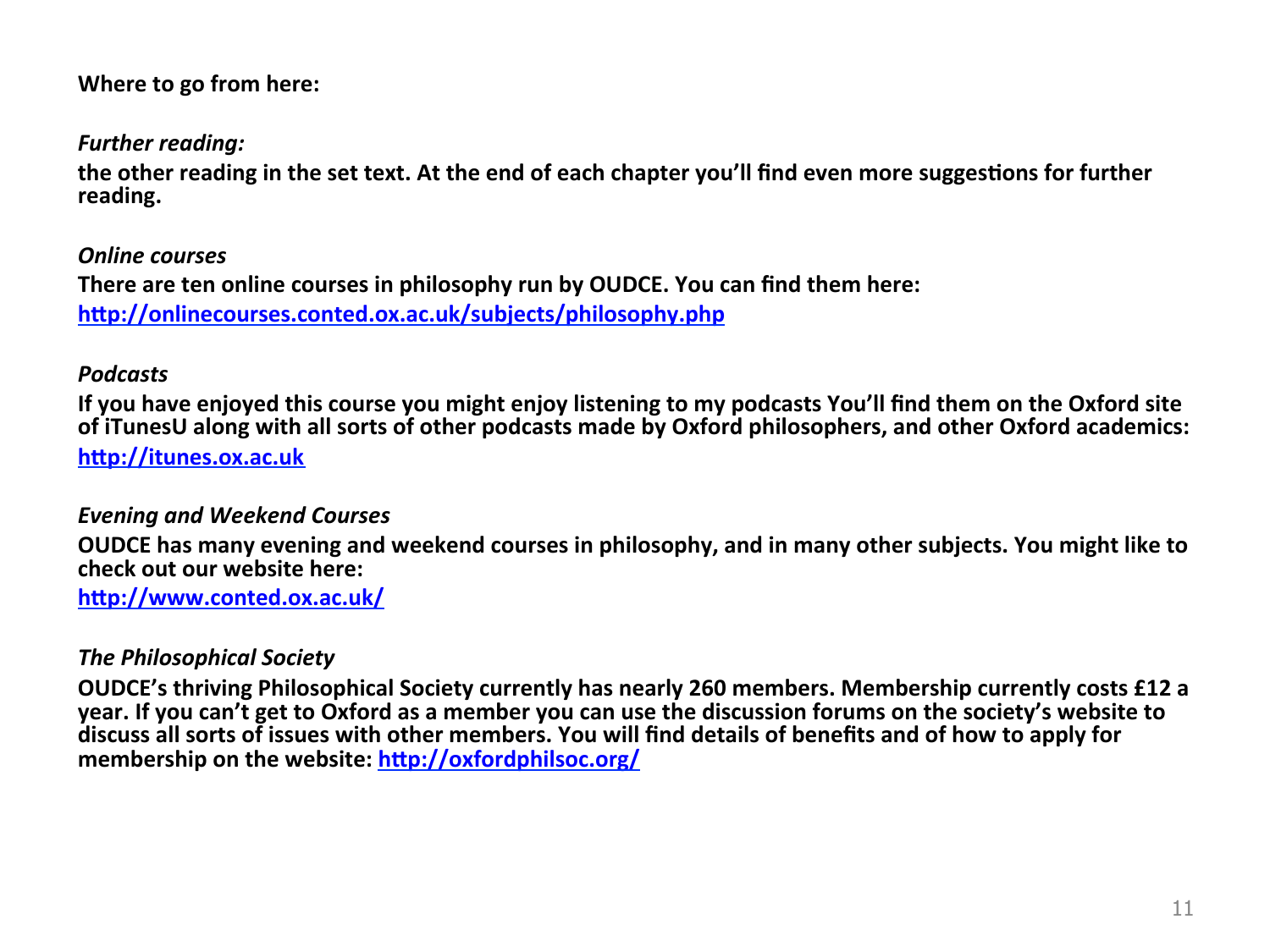**Where to go from here:**

***Further reading:***

**the other reading in the set text. At the end of each chapter you'll find even more suggestions for further reading.**

***Online courses***

**There are ten online courses in philosophy run by OUDCE. You can find them here:**
**http://onlinecourses.conted.ox.ac.uk/subjects/philosophy.php**

***Podcasts***

**If you have enjoyed this course you might enjoy listening to my podcasts You'll find them on the Oxford site of iTunesU along with all sorts of other podcasts made by Oxford philosophers, and other Oxford academics:**
**http://itunes.ox.ac.uk**

***Evening and Weekend Courses***

**OUDCE has many evening and weekend courses in philosophy, and in many other subjects. You might like to check out our website here:**
**http://www.conted.ox.ac.uk/**

***The Philosophical Society***

**OUDCE's thriving Philosophical Society currently has nearly 260 members. Membership currently costs £12 a year. If you can't get to Oxford as a member you can use the discussion forums on the society's website to discuss all sorts of issues with other members. You will find details of benefits and of how to apply for membership on the website: http://oxfordphilsoc.org/**